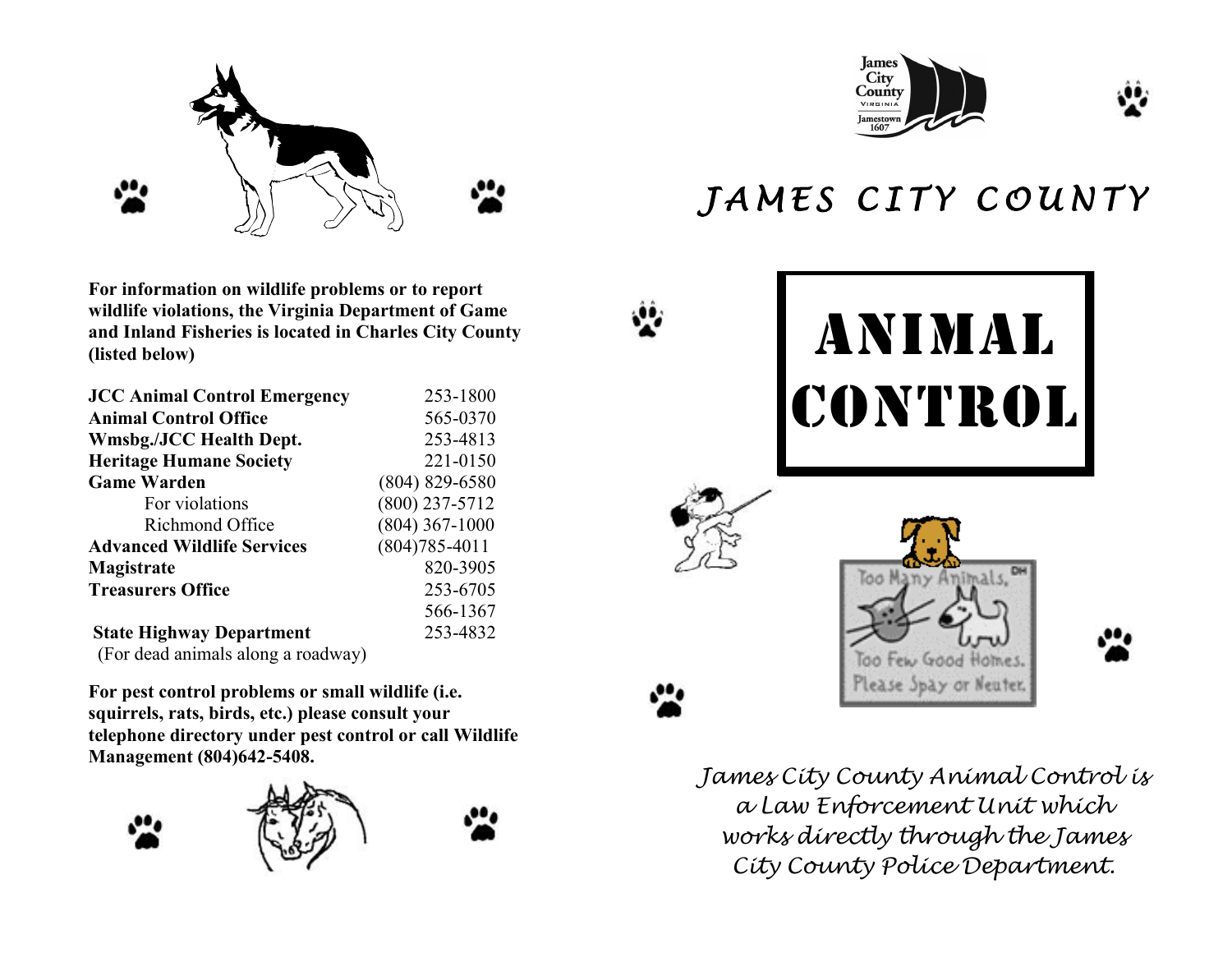For information on wildlife problems or to report wildlife violations, the Virginia Department of Game and Inland Fisheries is located in Charles City County (listed below)

| | |
|---|---|
| **JCC Animal Control Emergency** | 253-1800 |
| **Animal Control Office** | 565-0370 |
| **Wmsbg./JCC Health Dept.** | 253-4813 |
| **Heritage Humane Society** | 221-0150 |
| **Game Warden** | (804) 829-6580 |
| For violations | (800) 237-5712 |
| Richmond Office | (804) 367-1000 |
| **Advanced Wildlife Services** | (804)785-4011 |
| **Magistrate** | 820-3905 |
| **Treasurers Office** | 253-6705 |
| | 566-1367 |
| **State Highway Department** | 253-4832 |
| (For dead animals along a roadway) | |

**For pest control problems or small wildlife (i.e. squirrels, rats, birds, etc.) please consult your telephone directory under pest control or call Wildlife Management (804)642-5408.**

# JAMES CITY COUNTY

# ANIMAL CONTROL

Too Many Animals, Too Few Good Homes. Please Spay or Neuter.

*James City County Animal Control is a Law Enforcement Unit which works directly through the James City County Police Department.*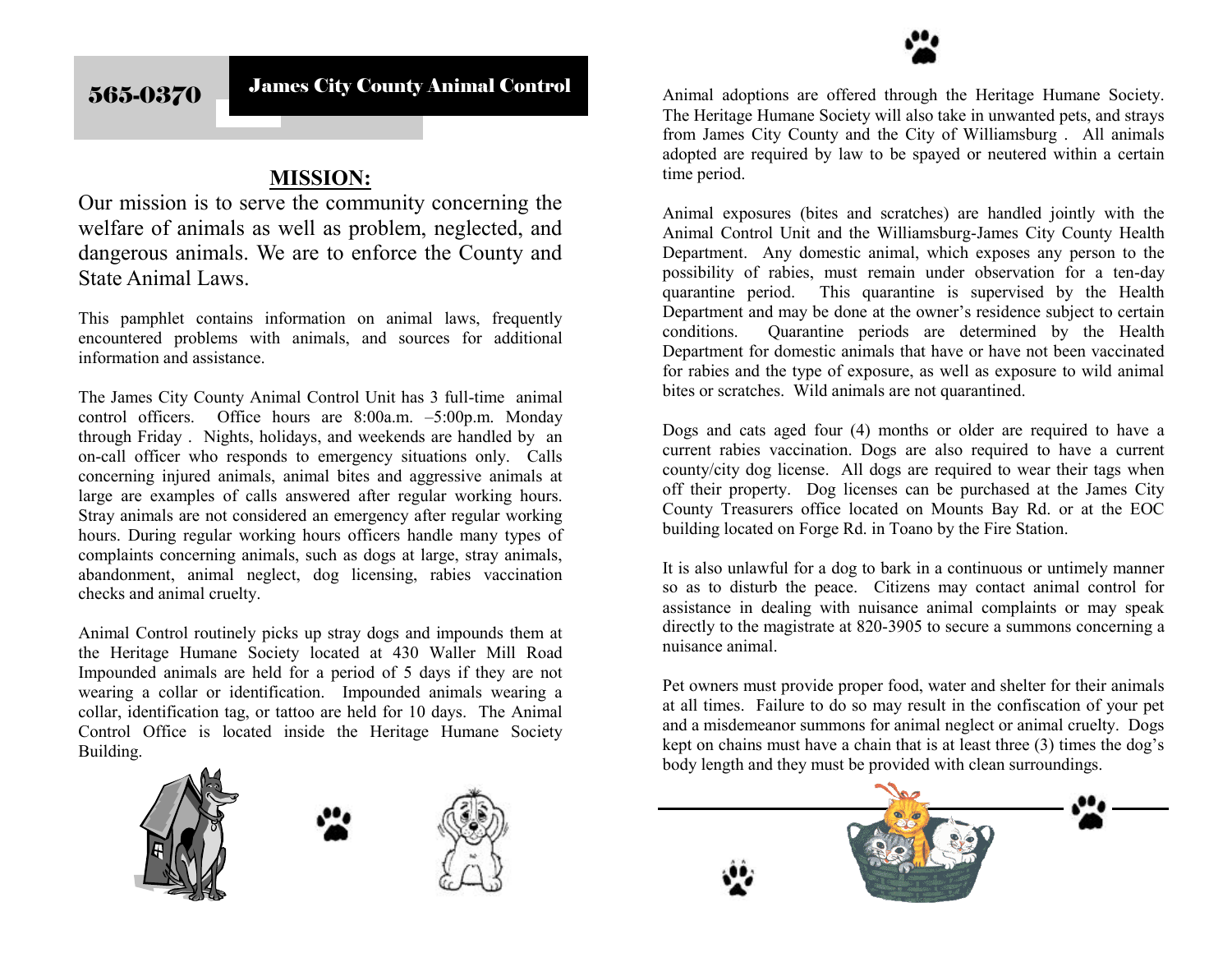**565-0370** **James City County Animal Control**

## MISSION:

Our mission is to serve the community concerning the welfare of animals as well as problem, neglected, and dangerous animals. We are to enforce the County and State Animal Laws.

This pamphlet contains information on animal laws, frequently encountered problems with animals, and sources for additional information and assistance.

The James City County Animal Control Unit has 3 full-time animal control officers. Office hours are 8:00a.m. –5:00p.m. Monday through Friday . Nights, holidays, and weekends are handled by an on-call officer who responds to emergency situations only. Calls concerning injured animals, animal bites and aggressive animals at large are examples of calls answered after regular working hours. Stray animals are not considered an emergency after regular working hours. During regular working hours officers handle many types of complaints concerning animals, such as dogs at large, stray animals, abandonment, animal neglect, dog licensing, rabies vaccination checks and animal cruelty.

Animal Control routinely picks up stray dogs and impounds them at the Heritage Humane Society located at 430 Waller Mill Road Impounded animals are held for a period of 5 days if they are not wearing a collar or identification. Impounded animals wearing a collar, identification tag, or tattoo are held for 10 days. The Animal Control Office is located inside the Heritage Humane Society Building.

Animal adoptions are offered through the Heritage Humane Society. The Heritage Humane Society will also take in unwanted pets, and strays from James City County and the City of Williamsburg . All animals adopted are required by law to be spayed or neutered within a certain time period.

Animal exposures (bites and scratches) are handled jointly with the Animal Control Unit and the Williamsburg-James City County Health Department. Any domestic animal, which exposes any person to the possibility of rabies, must remain under observation for a ten-day quarantine period. This quarantine is supervised by the Health Department and may be done at the owner's residence subject to certain conditions. Quarantine periods are determined by the Health Department for domestic animals that have or have not been vaccinated for rabies and the type of exposure, as well as exposure to wild animal bites or scratches. Wild animals are not quarantined.

Dogs and cats aged four (4) months or older are required to have a current rabies vaccination. Dogs are also required to have a current county/city dog license. All dogs are required to wear their tags when off their property. Dog licenses can be purchased at the James City County Treasurers office located on Mounts Bay Rd. or at the EOC building located on Forge Rd. in Toano by the Fire Station.

It is also unlawful for a dog to bark in a continuous or untimely manner so as to disturb the peace. Citizens may contact animal control for assistance in dealing with nuisance animal complaints or may speak directly to the magistrate at 820-3905 to secure a summons concerning a nuisance animal.

Pet owners must provide proper food, water and shelter for their animals at all times. Failure to do so may result in the confiscation of your pet and a misdemeanor summons for animal neglect or animal cruelty. Dogs kept on chains must have a chain that is at least three (3) times the dog's body length and they must be provided with clean surroundings.